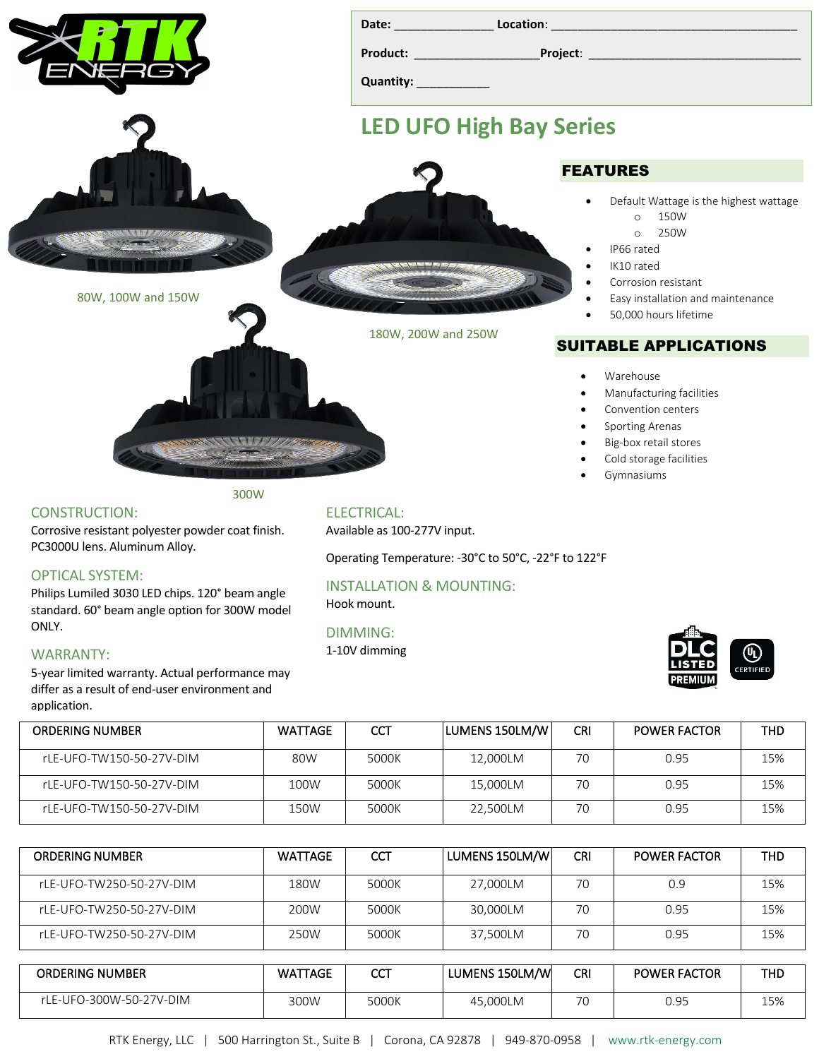RTK ENERGY

| Date: _______________ | Location: _______________ |
|---|---|
| Product: _______________ | Project: _______________ |
| Quantity: ___________ | |

# LED UFO High Bay Series

80W, 100W and 150W

180W, 200W and 250W

300W

## FEATURES

- Default Wattage is the highest wattage
  - 150W
  - 250W
- IP66 rated
- IK10 rated
- Corrosion resistant
- Easy installation and maintenance
- 50,000 hours lifetime

## SUITABLE APPLICATIONS

- Warehouse
- Manufacturing facilities
- Convention centers
- Sporting Arenas
- Big-box retail stores
- Cold storage facilities
- Gymnasiums

### CONSTRUCTION:

Corrosive resistant polyester powder coat finish. PC3000U lens. Aluminum Alloy.

### OPTICAL SYSTEM:

Philips Lumiled 3030 LED chips. 120° beam angle standard. 60° beam angle option for 300W model ONLY.

### WARRANTY:

5-year limited warranty. Actual performance may differ as a result of end-user environment and application.

### ELECTRICAL:

Available as 100-277V input.

Operating Temperature: -30°C to 50°C, -22°F to 122°F

### INSTALLATION & MOUNTING:

Hook mount.

### DIMMING:

1-10V dimming

DLC LISTED PREMIUM | UL CERTIFIED

| ORDERING NUMBER | WATTAGE | CCT | LUMENS 150LM/W | CRI | POWER FACTOR | THD |
|---|---|---|---|---|---|---|
| rLE-UFO-TW150-50-27V-DIM | 80W | 5000K | 12,000LM | 70 | 0.95 | 15% |
| rLE-UFO-TW150-50-27V-DIM | 100W | 5000K | 15,000LM | 70 | 0.95 | 15% |
| rLE-UFO-TW150-50-27V-DIM | 150W | 5000K | 22,500LM | 70 | 0.95 | 15% |

| ORDERING NUMBER | WATTAGE | CCT | LUMENS 150LM/W | CRI | POWER FACTOR | THD |
|---|---|---|---|---|---|---|
| rLE-UFO-TW250-50-27V-DIM | 180W | 5000K | 27,000LM | 70 | 0.9 | 15% |
| rLE-UFO-TW250-50-27V-DIM | 200W | 5000K | 30,000LM | 70 | 0.95 | 15% |
| rLE-UFO-TW250-50-27V-DIM | 250W | 5000K | 37,500LM | 70 | 0.95 | 15% |

| ORDERING NUMBER | WATTAGE | CCT | LUMENS 150LM/W | CRI | POWER FACTOR | THD |
|---|---|---|---|---|---|---|
| rLE-UFO-300W-50-27V-DIM | 300W | 5000K | 45,000LM | 70 | 0.95 | 15% |

RTK Energy, LLC | 500 Harrington St., Suite B | Corona, CA 92878 | 949-870-0958 | www.rtk-energy.com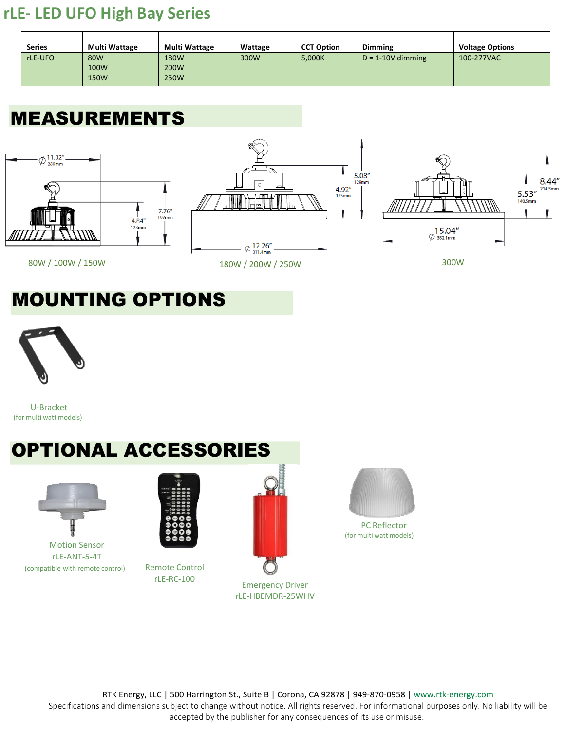# rLE- LED UFO High Bay Series

| Series | Multi Wattage | Multi Wattage | Wattage | CCT Option | Dimming | Voltage Options |
|---|---|---|---|---|---|---|
| rLE-UFO | 80W<br>100W<br>150W | 180W<br>200W<br>250W | 300W | 5,000K | D = 1-10V dimming | 100-277VAC |

## MEASUREMENTS

Ø 11.02" 280mm

4.84" 123mm

7.76" 197mm

80W / 100W / 150W

5.08" 129mm

4.92" 125mm

Ø 12.26" 311.4mm

180W / 200W / 250W

8.44" 214.5mm

5.53" 140.5mm

Ø 15.04" 382.1mm

300W

## MOUNTING OPTIONS

U-Bracket
(for multi watt models)

## OPTIONAL ACCESSORIES

Motion Sensor
rLE-ANT-5-4T
(compatible with remote control)

Remote Control
rLE-RC-100

Emergency Driver
rLE-HBEMDR-25WHV

PC Reflector
(for multi watt models)

RTK Energy, LLC | 500 Harrington St., Suite B | Corona, CA 92878 | 949-870-0958 | www.rtk-energy.com
Specifications and dimensions subject to change without notice. All rights reserved. For informational purposes only. No liability will be accepted by the publisher for any consequences of its use or misuse.